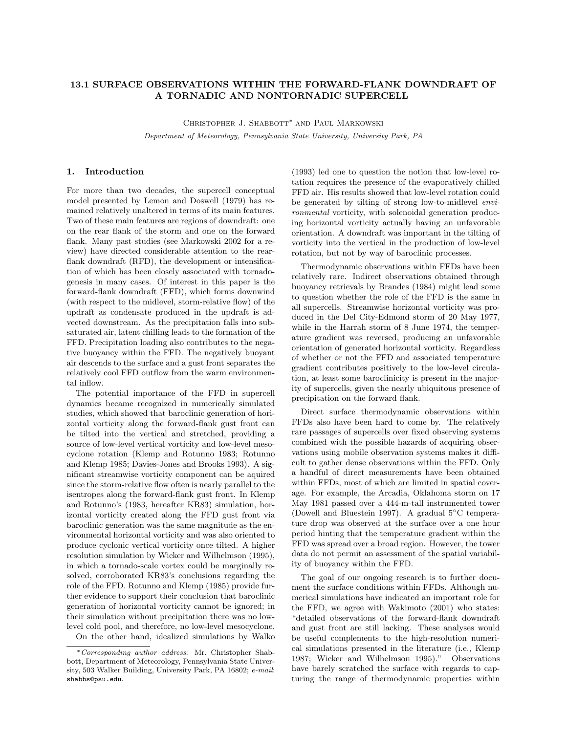# 13.1 SURFACE OBSERVATIONS WITHIN THE FORWARD-FLANK DOWNDRAFT OF A TORNADIC AND NONTORNADIC SUPERCELL

Christopher J. Shabbott* and Paul Markowski

*Department of Meteorology, Pennsylvania State University, University Park, PA*

## 1. Introduction

For more than two decades, the supercell conceptual model presented by Lemon and Doswell (1979) has remained relatively unaltered in terms of its main features. Two of these main features are regions of downdraft: one on the rear flank of the storm and one on the forward flank. Many past studies (see Markowski 2002 for a review) have directed considerable attention to the rear-flank downdraft (RFD), the development or intensification of which has been closely associated with tornadogenesis in many cases. Of interest in this paper is the forward-flank downdraft (FFD), which forms downwind (with respect to the midlevel, storm-relative flow) of the updraft as condensate produced in the updraft is advected downstream. As the precipitation falls into subsaturated air, latent chilling leads to the formation of the FFD. Precipitation loading also contributes to the negative buoyancy within the FFD. The negatively buoyant air descends to the surface and a gust front separates the relatively cool FFD outflow from the warm environmental inflow.

The potential importance of the FFD in supercell dynamics became recognized in numerically simulated studies, which showed that baroclinic generation of horizontal vorticity along the forward-flank gust front can be tilted into the vertical and stretched, providing a source of low-level vertical vorticity and low-level mesocyclone rotation (Klemp and Rotunno 1983; Rotunno and Klemp 1985; Davies-Jones and Brooks 1993). A significant streamwise vorticity component can be aquired since the storm-relative flow often is nearly parallel to the isentropes along the forward-flank gust front. In Klemp and Rotunno's (1983, hereafter KR83) simulation, horizontal vorticity created along the FFD gust front via baroclinic generation was the same magnitude as the environmental horizontal vorticity and was also oriented to produce cyclonic vertical vorticity once tilted. A higher resolution simulation by Wicker and Wilhelmson (1995), in which a tornado-scale vortex could be marginally resolved, corroborated KR83's conclusions regarding the role of the FFD. Rotunno and Klemp (1985) provide further evidence to support their conclusion that baroclinic generation of horizontal vorticity cannot be ignored; in their simulation without precipitation there was no low-level cold pool, and therefore, no low-level mesocyclone.

On the other hand, idealized simulations by Walko (1993) led one to question the notion that low-level rotation requires the presence of the evaporatively chilled FFD air. His results showed that low-level rotation could be generated by tilting of strong low-to-midlevel *environmental* vorticity, with solenoidal generation producing horizontal vorticity actually having an unfavorable orientation. A downdraft was important in the tilting of vorticity into the vertical in the production of low-level rotation, but not by way of baroclinic processes.

Thermodynamic observations within FFDs have been relatively rare. Indirect observations obtained through buoyancy retrievals by Brandes (1984) might lead some to question whether the role of the FFD is the same in all supercells. Streamwise horizontal vorticity was produced in the Del City-Edmond storm of 20 May 1977, while in the Harrah storm of 8 June 1974, the temperature gradient was reversed, producing an unfavorable orientation of generated horizontal vorticity. Regardless of whether or not the FFD and associated temperature gradient contributes positively to the low-level circulation, at least some baroclinicity is present in the majority of supercells, given the nearly ubiquitous presence of precipitation on the forward flank.

Direct surface thermodynamic observations within FFDs also have been hard to come by. The relatively rare passages of supercells over fixed observing systems combined with the possible hazards of acquiring observations using mobile observation systems makes it difficult to gather dense observations within the FFD. Only a handful of direct measurements have been obtained within FFDs, most of which are limited in spatial coverage. For example, the Arcadia, Oklahoma storm on 17 May 1981 passed over a 444-m-tall instrumented tower (Dowell and Bluestein 1997). A gradual 5°C temperature drop was observed at the surface over a one hour period hinting that the temperature gradient within the FFD was spread over a broad region. However, the tower data do not permit an assessment of the spatial variability of buoyancy within the FFD.

The goal of our ongoing research is to further document the surface conditions within FFDs. Although numerical simulations have indicated an important role for the FFD, we agree with Wakimoto (2001) who states: "detailed observations of the forward-flank downdraft and gust front are still lacking. These analyses would be useful complements to the high-resolution numerical simulations presented in the literature (i.e., Klemp 1987; Wicker and Wilhelmson 1995)." Observations have barely scratched the surface with regards to capturing the range of thermodynamic properties within

---

\* *Corresponding author address*: Mr. Christopher Shabbott, Department of Meteorology, Pennsylvania State University, 503 Walker Building, University Park, PA 16802; *e-mail*: shabbs@psu.edu.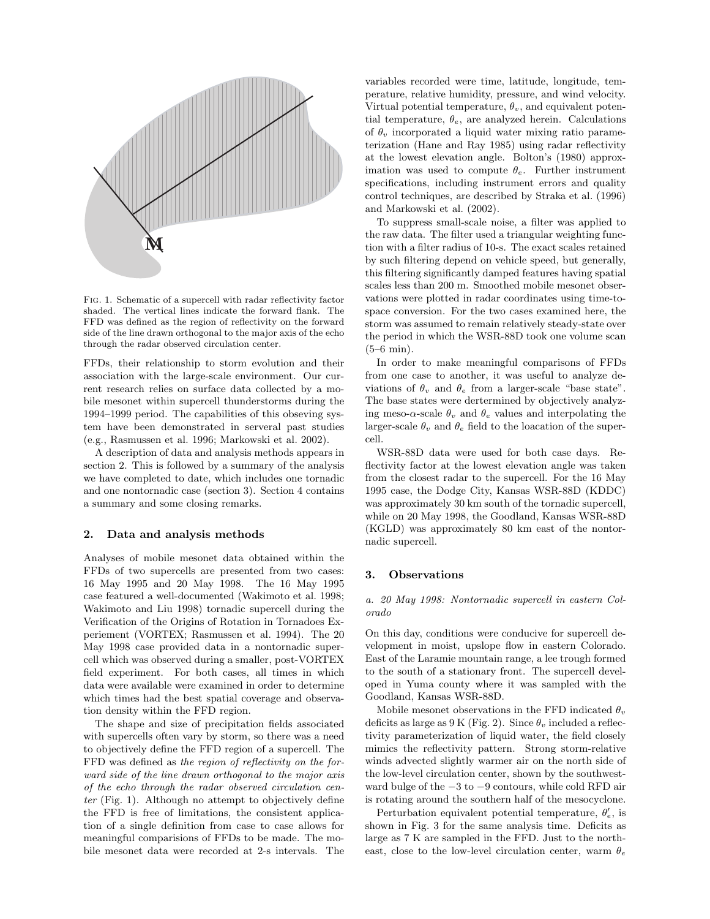FIG. 1. Schematic of a supercell with radar reflectivity factor shaded. The vertical lines indicate the forward flank. The FFD was defined as the region of reflectivity on the forward side of the line drawn orthogonal to the major axis of the echo through the radar observed circulation center.

FFDs, their relationship to storm evolution and their association with the large-scale environment. Our current research relies on surface data collected by a mobile mesonet within supercell thunderstorms during the 1994–1999 period. The capabilities of this obseving system have been demonstrated in serveral past studies (e.g., Rasmussen et al. 1996; Markowski et al. 2002).

A description of data and analysis methods appears in section 2. This is followed by a summary of the analysis we have completed to date, which includes one tornadic and one nontornadic case (section 3). Section 4 contains a summary and some closing remarks.

## 2. Data and analysis methods

Analyses of mobile mesonet data obtained within the FFDs of two supercells are presented from two cases: 16 May 1995 and 20 May 1998. The 16 May 1995 case featured a well-documented (Wakimoto et al. 1998; Wakimoto and Liu 1998) tornadic supercell during the Verification of the Origins of Rotation in Tornadoes Experiement (VORTEX; Rasmussen et al. 1994). The 20 May 1998 case provided data in a nontornadic supercell which was observed during a smaller, post-VORTEX field experiment. For both cases, all times in which data were available were examined in order to determine which times had the best spatial coverage and observation density within the FFD region.

The shape and size of precipitation fields associated with supercells often vary by storm, so there was a need to objectively define the FFD region of a supercell. The FFD was defined as *the region of reflectivity on the forward side of the line drawn orthogonal to the major axis of the echo through the radar observed circulation center* (Fig. 1). Although no attempt to objectively define the FFD is free of limitations, the consistent application of a single definition from case to case allows for meaningful comparisions of FFDs to be made. The mobile mesonet data were recorded at 2-s intervals. The variables recorded were time, latitude, longitude, temperature, relative humidity, pressure, and wind velocity. Virtual potential temperature, $\theta_v$, and equivalent potential temperature, $\theta_e$, are analyzed herein. Calculations of $\theta_v$ incorporated a liquid water mixing ratio parameterization (Hane and Ray 1985) using radar reflectivity at the lowest elevation angle. Bolton's (1980) approximation was used to compute $\theta_e$. Further instrument specifications, including instrument errors and quality control techniques, are described by Straka et al. (1996) and Markowski et al. (2002).

To suppress small-scale noise, a filter was applied to the raw data. The filter used a triangular weighting function with a filter radius of 10-s. The exact scales retained by such filtering depend on vehicle speed, but generally, this filtering significantly damped features having spatial scales less than 200 m. Smoothed mobile mesonet observations were plotted in radar coordinates using time-to-space conversion. For the two cases examined here, the storm was assumed to remain relatively steady-state over the period in which the WSR-88D took one volume scan (5–6 min).

In order to make meaningful comparisons of FFDs from one case to another, it was useful to analyze deviations of $\theta_v$ and $\theta_e$ from a larger-scale "base state". The base states were dertermined by objectively analyzing meso-$\alpha$-scale $\theta_v$ and $\theta_e$ values and interpolating the larger-scale $\theta_v$ and $\theta_e$ field to the loacation of the supercell.

WSR-88D data were used for both case days. Reflectivity factor at the lowest elevation angle was taken from the closest radar to the supercell. For the 16 May 1995 case, the Dodge City, Kansas WSR-88D (KDDC) was approximately 30 km south of the tornadic supercell, while on 20 May 1998, the Goodland, Kansas WSR-88D (KGLD) was approximately 80 km east of the nontornadic supercell.

## 3. Observations

### *a. 20 May 1998: Nontornadic supercell in eastern Colorado*

On this day, conditions were conducive for supercell development in moist, upslope flow in eastern Colorado. East of the Laramie mountain range, a lee trough formed to the south of a stationary front. The supercell developed in Yuma county where it was sampled with the Goodland, Kansas WSR-88D.

Mobile mesonet observations in the FFD indicated $\theta_v$ deficits as large as 9 K (Fig. 2). Since $\theta_v$ included a reflectivity parameterization of liquid water, the field closely mimics the reflectivity pattern. Strong storm-relative winds advected slightly warmer air on the north side of the low-level circulation center, shown by the southwestward bulge of the −3 to −9 contours, while cold RFD air is rotating around the southern half of the mesocyclone.

Perturbation equivalent potential temperature, $\theta_e'$, is shown in Fig. 3 for the same analysis time. Deficits as large as 7 K are sampled in the FFD. Just to the northeast, close to the low-level circulation center, warm $\theta_e$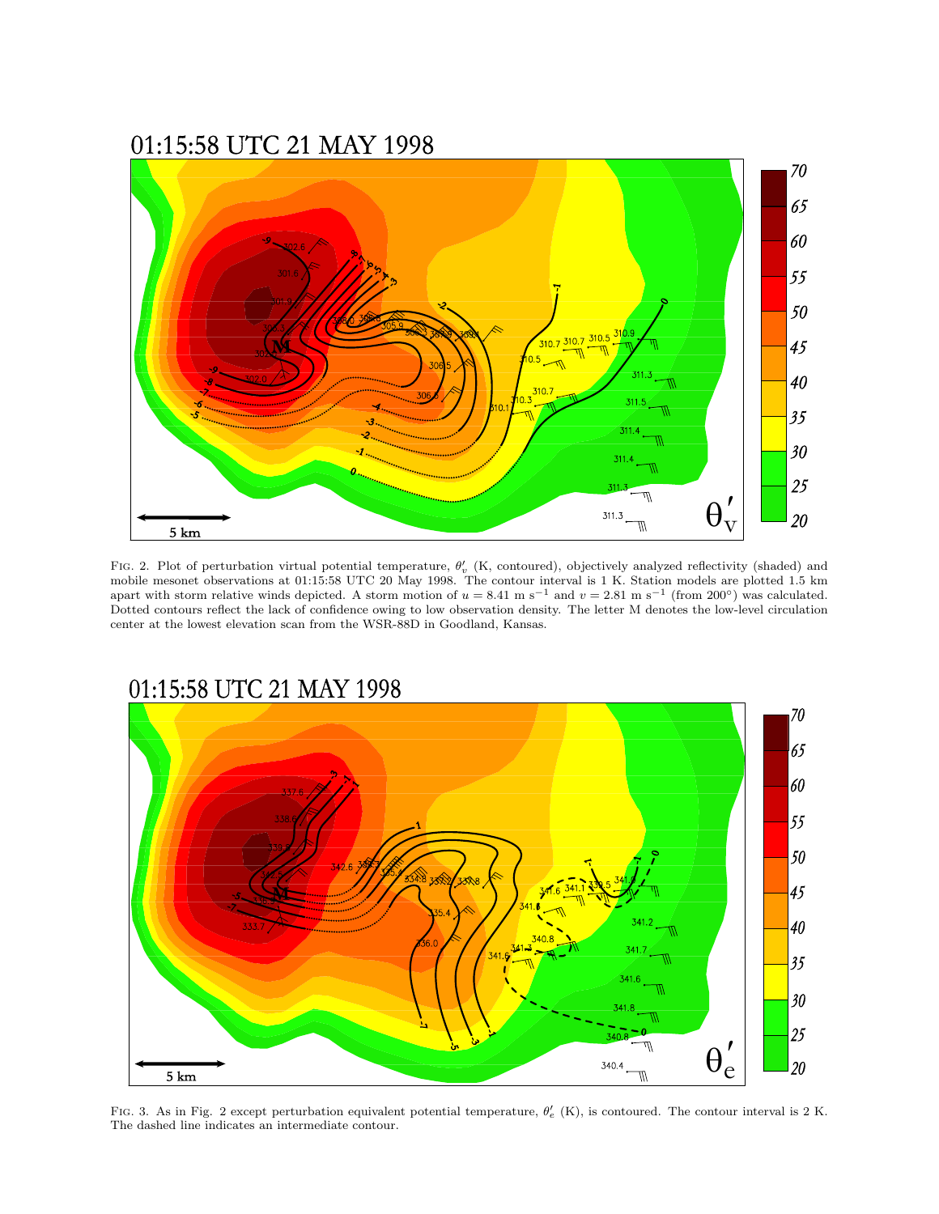Fig. 2. Plot of perturbation virtual potential temperature, $\theta_v'$ (K, contoured), objectively analyzed reflectivity (shaded) and mobile mesonet observations at 01:15:58 UTC 20 May 1998. The contour interval is 1 K. Station models are plotted 1.5 km apart with storm relative winds depicted. A storm motion of $u = 8.41$ m s$^{-1}$ and $v = 2.81$ m s$^{-1}$ (from 200°) was calculated. Dotted contours reflect the lack of confidence owing to low observation density. The letter M denotes the low-level circulation center at the lowest elevation scan from the WSR-88D in Goodland, Kansas.

Fig. 3. As in Fig. 2 except perturbation equivalent potential temperature, $\theta_e'$ (K), is contoured. The contour interval is 2 K. The dashed line indicates an intermediate contour.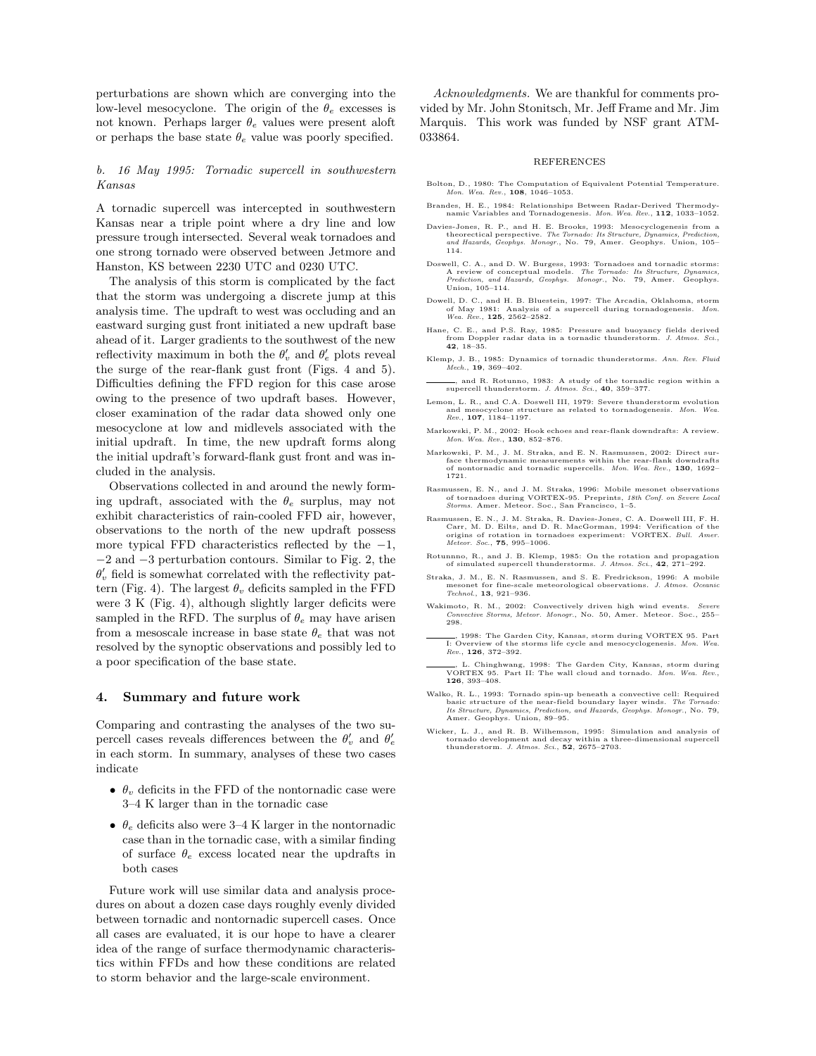perturbations are shown which are converging into the low-level mesocyclone. The origin of the $\theta_e$ excesses is not known. Perhaps larger $\theta_e$ values were present aloft or perhaps the base state $\theta_e$ value was poorly specified.

### *b. 16 May 1995: Tornadic supercell in southwestern Kansas*

A tornadic supercell was intercepted in southwestern Kansas near a triple point where a dry line and low pressure trough intersected. Several weak tornadoes and one strong tornado were observed between Jetmore and Hanston, KS between 2230 UTC and 0230 UTC.

The analysis of this storm is complicated by the fact that the storm was undergoing a discrete jump at this analysis time. The updraft to west was occluding and an eastward surging gust front initiated a new updraft base ahead of it. Larger gradients to the southwest of the new reflectivity maximum in both the $\theta_v'$ and $\theta_e'$ plots reveal the surge of the rear-flank gust front (Figs. 4 and 5). Difficulties defining the FFD region for this case arose owing to the presence of two updraft bases. However, closer examination of the radar data showed only one mesocyclone at low and midlevels associated with the initial updraft. In time, the new updraft forms along the initial updraft's forward-flank gust front and was included in the analysis.

Observations collected in and around the newly forming updraft, associated with the $\theta_e$ surplus, may not exhibit characteristics of rain-cooled FFD air, however, observations to the north of the new updraft possess more typical FFD characteristics reflected by the −1, −2 and −3 perturbation contours. Similar to Fig. 2, the $\theta_v'$ field is somewhat correlated with the reflectivity pattern (Fig. 4). The largest $\theta_v$ deficits sampled in the FFD were 3 K (Fig. 4), although slightly larger deficits were sampled in the RFD. The surplus of $\theta_e$ may have arisen from a mesoscale increase in base state $\theta_e$ that was not resolved by the synoptic observations and possibly led to a poor specification of the base state.

## 4. Summary and future work

Comparing and contrasting the analyses of the two supercell cases reveals differences between the $\theta_v'$ and $\theta_e'$ in each storm. In summary, analyses of these two cases indicate

- $\theta_v$ deficits in the FFD of the nontornadic case were 3–4 K larger than in the tornadic case
- $\theta_e$ deficits also were 3–4 K larger in the nontornadic case than in the tornadic case, with a similar finding of surface $\theta_e$ excess located near the updrafts in both cases

Future work will use similar data and analysis procedures on about a dozen case days roughly evenly divided between tornadic and nontornadic supercell cases. Once all cases are evaluated, it is our hope to have a clearer idea of the range of surface thermodynamic characteristics within FFDs and how these conditions are related to storm behavior and the large-scale environment.

*Acknowledgments.* We are thankful for comments provided by Mr. John Stonitsch, Mr. Jeff Frame and Mr. Jim Marquis. This work was funded by NSF grant ATM-033864.

## REFERENCES

Bolton, D., 1980: The Computation of Equivalent Potential Temperature. *Mon. Wea. Rev.*, **108**, 1046–1053.

Brandes, H. E., 1984: Relationships Between Radar-Derived Thermodynamic Variables and Tornadogenesis. *Mon. Wea. Rev.*, **112**, 1033–1052.

Davies-Jones, R. P., and H. E. Brooks, 1993: Mesocyclogenesis from a theorectical perspective. *The Tornado: Its Structure, Dynamics, Prediction, and Hazards, Geophys. Monogr.*, No. 79, Amer. Geophys. Union, 105–114.

Doswell, C. A., and D. W. Burgess, 1993: Tornadoes and tornadic storms: A review of conceptual models. *The Tornado: Its Structure, Dynamics, Prediction, and Hazards, Geophys. Monogr.*, No. 79, Amer. Geophys. Union, 105–114.

Dowell, D. C., and H. B. Bluestein, 1997: The Arcadia, Oklahoma, storm of May 1981: Analysis of a supercell during tornadogenesis. *Mon. Wea. Rev.*, **125**, 2562–2582.

Hane, C. E., and P.S. Ray, 1985: Pressure and buoyancy fields derived from Doppler radar data in a tornadic thunderstorm. *J. Atmos. Sci.*, **42**, 18–35.

Klemp, J. B., 1985: Dynamics of tornadic thunderstorms. *Ann. Rev. Fluid Mech.*, **19**, 369–402.

———, and R. Rotunno, 1983: A study of the tornadic region within a supercell thunderstorm. *J. Atmos. Sci.*, **40**, 359–377.

Lemon, L. R., and C.A. Doswell III, 1979: Severe thunderstorm evolution and mesocyclone structure as related to tornadogenesis. *Mon. Wea. Rev.*, **107**, 1184–1197.

Markowski, P. M., 2002: Hook echoes and rear-flank downdrafts: A review. *Mon. Wea. Rev.*, **130**, 852–876.

Markowski, P. M., J. M. Straka, and E. N. Rasmussen, 2002: Direct surface thermodynamic measurements within the rear-flank downdrafts of nontornadic and tornadic supercells. *Mon. Wea. Rev.*, **130**, 1692–1721.

Rasmussen, E. N., and J. M. Straka, 1996: Mobile mesonet observations of tornadoes during VORTEX-95. Preprints, *18th Conf. on Severe Local Storms.* Amer. Meteor. Soc., San Francisco, 1–5.

Rasmussen, E. N., J. M. Straka, R. Davies-Jones, C. A. Doswell III, F. H. Carr, M. D. Eilts, and D. R. MacGorman, 1994: Verification of the origins of rotation in tornadoes experiment: VORTEX. *Bull. Amer. Meteor. Soc.*, **75**, 995–1006.

Rotunnno, R., and J. B. Klemp, 1985: On the rotation and propagation of simulated supercell thunderstorms. *J. Atmos. Sci.*, **42**, 271–292.

Straka, J. M., E. N. Rasmussen, and S. E. Fredrickson, 1996: A mobile mesonet for fine-scale meteorological observations. *J. Atmos. Oceanic Technol.*, **13**, 921–936.

Wakimoto, R. M., 2002: Convectively driven high wind events. *Severe Convective Storms, Meteor. Monogr.*, No. 50, Amer. Meteor. Soc., 255–298.

———, 1998: The Garden City, Kansas, storm during VORTEX 95. Part I: Overview of the storms life cycle and mesocyclogenesis. *Mon. Wea. Rev.*, **126**, 372–392.

———, L. Chinghwang, 1998: The Garden City, Kansas, storm during VORTEX 95. Part II: The wall cloud and tornado. *Mon. Wea. Rev.*, **126**, 393–408.

Walko, R. L., 1993: Tornado spin-up beneath a convective cell: Required basic structure of the near-field boundary layer winds. *The Tornado: Its Structure, Dynamics, Prediction, and Hazards, Geophys. Monogr.*, No. 79, Amer. Geophys. Union, 89–95.

Wicker, L. J., and R. B. Wilhemson, 1995: Simulation and analysis of tornado development and decay within a three-dimensional supercell thunderstorm. *J. Atmos. Sci.*, **52**, 2675–2703.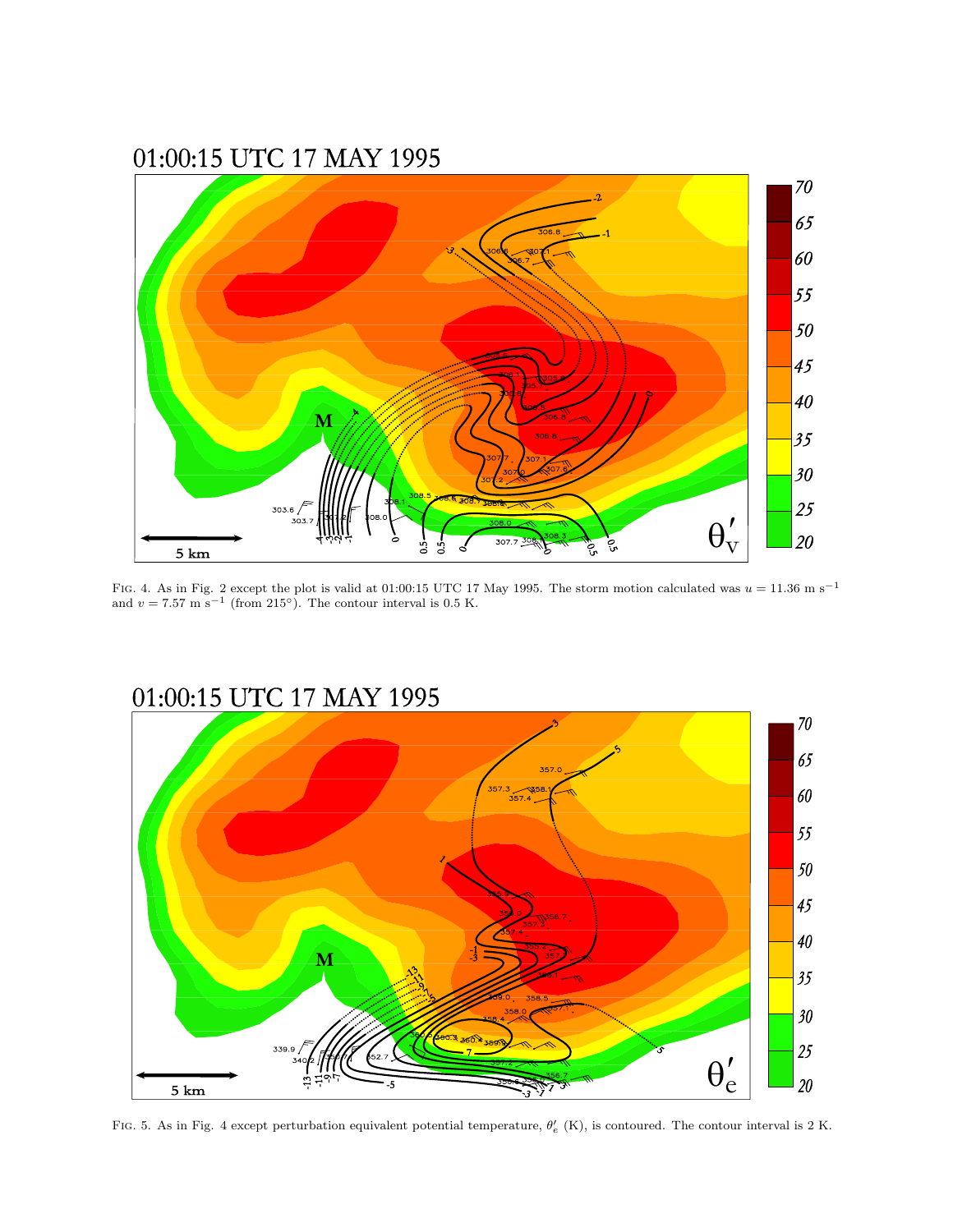01:00:15 UTC 17 MAY 1995

Fig. 4. As in Fig. 2 except the plot is valid at 01:00:15 UTC 17 May 1995. The storm motion calculated was $u = 11.36$ m s$^{-1}$ and $v = 7.57$ m s$^{-1}$ (from 215°). The contour interval is 0.5 K.

01:00:15 UTC 17 MAY 1995

Fig. 5. As in Fig. 4 except perturbation equivalent potential temperature, $\theta_e'$ (K), is contoured. The contour interval is 2 K.